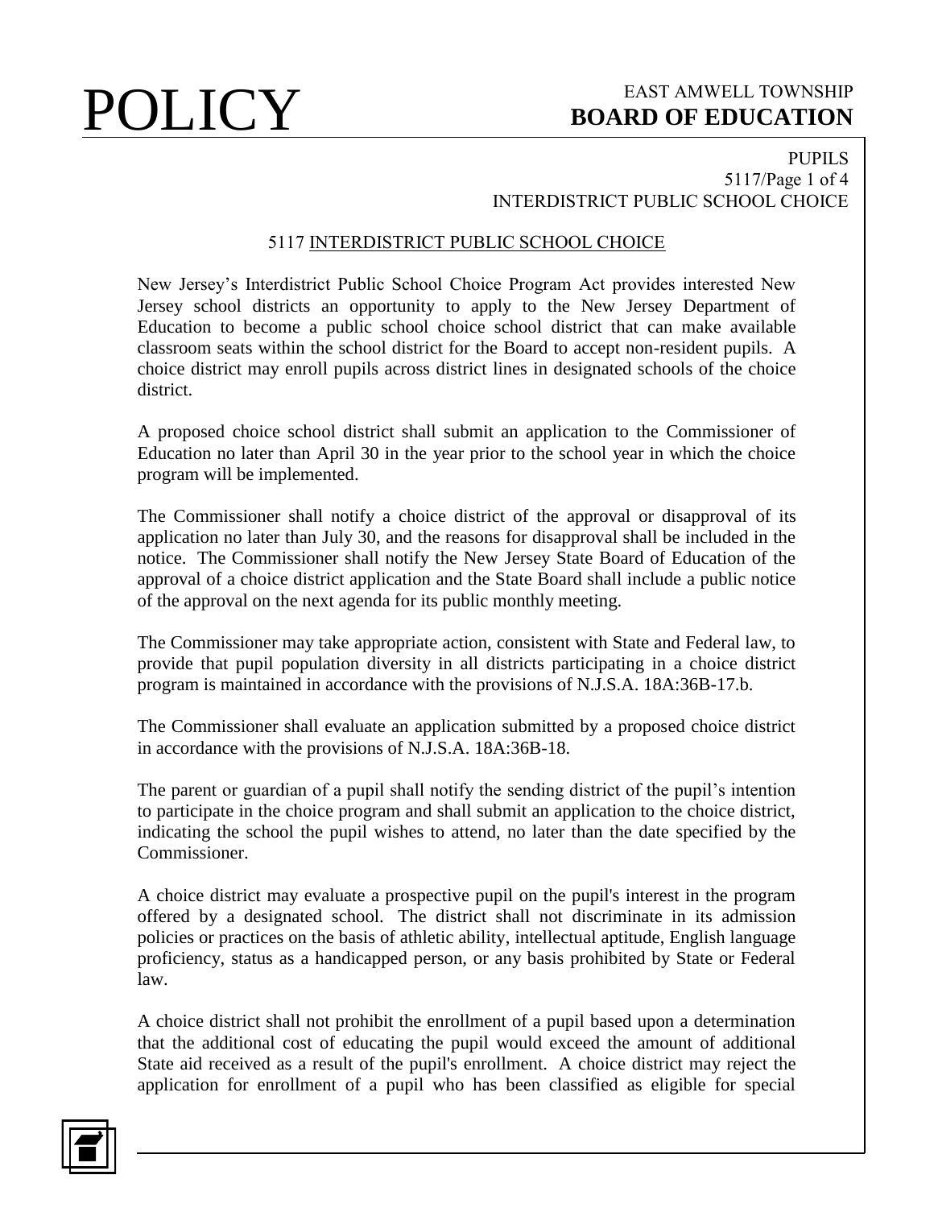# 5117 INTERDISTRICT PUBLIC SCHOOL CHOICE

New Jersey's Interdistrict Public School Choice Program Act provides interested New Jersey school districts an opportunity to apply to the New Jersey Department of Education to become a public school choice school district that can make available classroom seats within the school district for the Board to accept non-resident pupils. A choice district may enroll pupils across district lines in designated schools of the choice district.

A proposed choice school district shall submit an application to the Commissioner of Education no later than April 30 in the year prior to the school year in which the choice program will be implemented.

The Commissioner shall notify a choice district of the approval or disapproval of its application no later than July 30, and the reasons for disapproval shall be included in the notice. The Commissioner shall notify the New Jersey State Board of Education of the approval of a choice district application and the State Board shall include a public notice of the approval on the next agenda for its public monthly meeting.

The Commissioner may take appropriate action, consistent with State and Federal law, to provide that pupil population diversity in all districts participating in a choice district program is maintained in accordance with the provisions of N.J.S.A. 18A:36B-17.b.

The Commissioner shall evaluate an application submitted by a proposed choice district in accordance with the provisions of N.J.S.A. 18A:36B-18.

The parent or guardian of a pupil shall notify the sending district of the pupil's intention to participate in the choice program and shall submit an application to the choice district, indicating the school the pupil wishes to attend, no later than the date specified by the Commissioner.

A choice district may evaluate a prospective pupil on the pupil's interest in the program offered by a designated school. The district shall not discriminate in its admission policies or practices on the basis of athletic ability, intellectual aptitude, English language proficiency, status as a handicapped person, or any basis prohibited by State or Federal law.

A choice district shall not prohibit the enrollment of a pupil based upon a determination that the additional cost of educating the pupil would exceed the amount of additional State aid received as a result of the pupil's enrollment. A choice district may reject the application for enrollment of a pupil who has been classified as eligible for special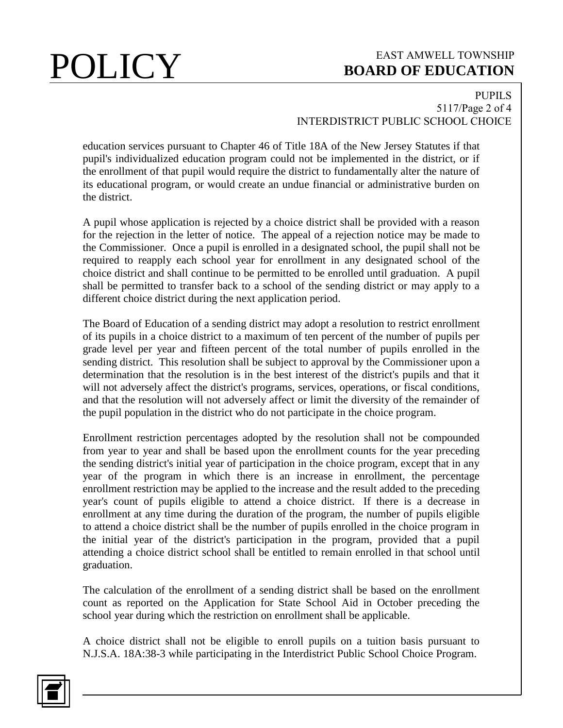education services pursuant to Chapter 46 of Title 18A of the New Jersey Statutes if that pupil's individualized education program could not be implemented in the district, or if the enrollment of that pupil would require the district to fundamentally alter the nature of its educational program, or would create an undue financial or administrative burden on the district.

A pupil whose application is rejected by a choice district shall be provided with a reason for the rejection in the letter of notice. The appeal of a rejection notice may be made to the Commissioner. Once a pupil is enrolled in a designated school, the pupil shall not be required to reapply each school year for enrollment in any designated school of the choice district and shall continue to be permitted to be enrolled until graduation. A pupil shall be permitted to transfer back to a school of the sending district or may apply to a different choice district during the next application period.

The Board of Education of a sending district may adopt a resolution to restrict enrollment of its pupils in a choice district to a maximum of ten percent of the number of pupils per grade level per year and fifteen percent of the total number of pupils enrolled in the sending district. This resolution shall be subject to approval by the Commissioner upon a determination that the resolution is in the best interest of the district's pupils and that it will not adversely affect the district's programs, services, operations, or fiscal conditions, and that the resolution will not adversely affect or limit the diversity of the remainder of the pupil population in the district who do not participate in the choice program.

Enrollment restriction percentages adopted by the resolution shall not be compounded from year to year and shall be based upon the enrollment counts for the year preceding the sending district's initial year of participation in the choice program, except that in any year of the program in which there is an increase in enrollment, the percentage enrollment restriction may be applied to the increase and the result added to the preceding year's count of pupils eligible to attend a choice district. If there is a decrease in enrollment at any time during the duration of the program, the number of pupils eligible to attend a choice district shall be the number of pupils enrolled in the choice program in the initial year of the district's participation in the program, provided that a pupil attending a choice district school shall be entitled to remain enrolled in that school until graduation.

The calculation of the enrollment of a sending district shall be based on the enrollment count as reported on the Application for State School Aid in October preceding the school year during which the restriction on enrollment shall be applicable.

A choice district shall not be eligible to enroll pupils on a tuition basis pursuant to N.J.S.A. 18A:38-3 while participating in the Interdistrict Public School Choice Program.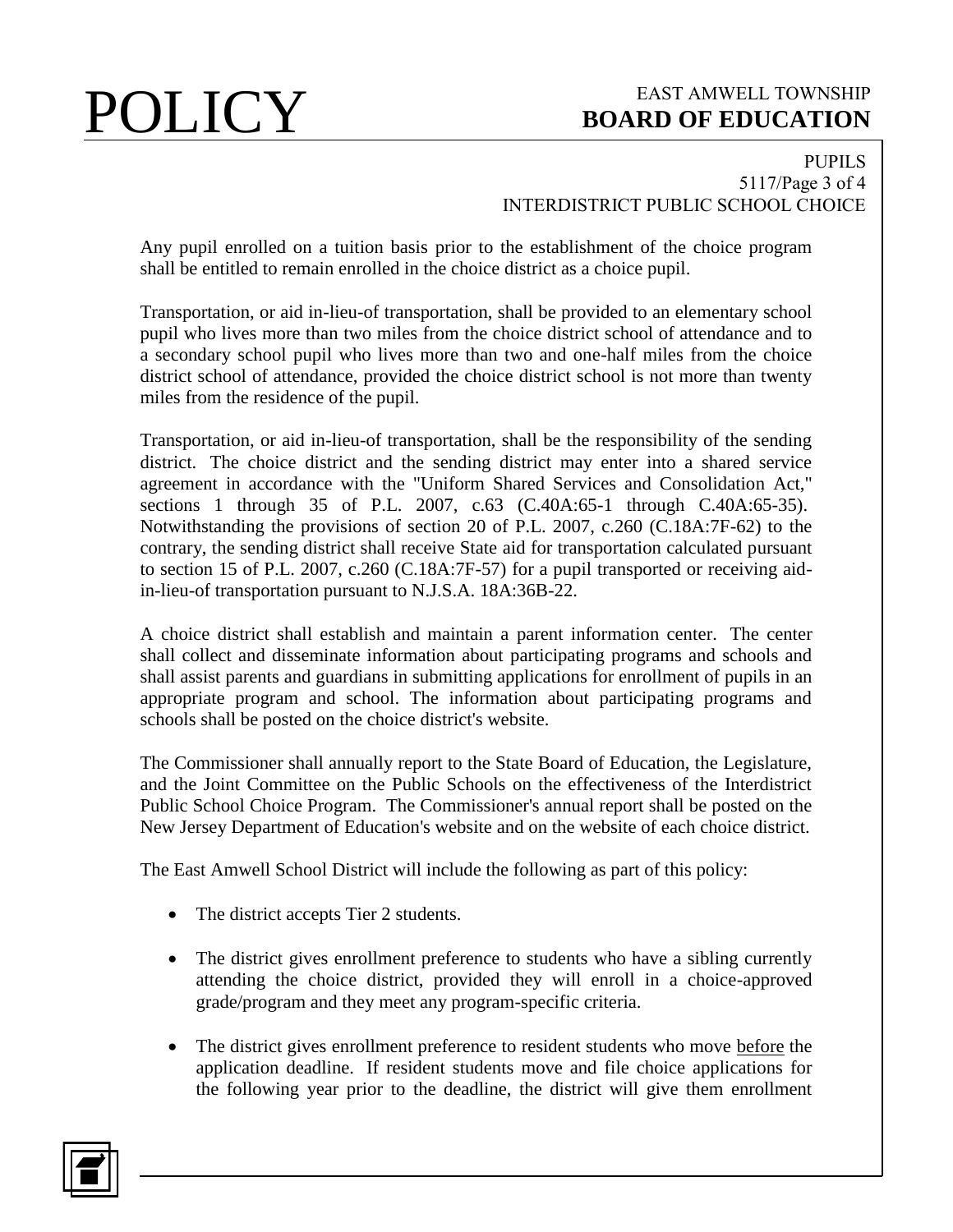Any pupil enrolled on a tuition basis prior to the establishment of the choice program shall be entitled to remain enrolled in the choice district as a choice pupil.

Transportation, or aid in-lieu-of transportation, shall be provided to an elementary school pupil who lives more than two miles from the choice district school of attendance and to a secondary school pupil who lives more than two and one-half miles from the choice district school of attendance, provided the choice district school is not more than twenty miles from the residence of the pupil.

Transportation, or aid in-lieu-of transportation, shall be the responsibility of the sending district. The choice district and the sending district may enter into a shared service agreement in accordance with the "Uniform Shared Services and Consolidation Act," sections 1 through 35 of P.L. 2007, c.63 (C.40A:65-1 through C.40A:65-35). Notwithstanding the provisions of section 20 of P.L. 2007, c.260 (C.18A:7F-62) to the contrary, the sending district shall receive State aid for transportation calculated pursuant to section 15 of P.L. 2007, c.260 (C.18A:7F-57) for a pupil transported or receiving aid-in-lieu-of transportation pursuant to N.J.S.A. 18A:36B-22.

A choice district shall establish and maintain a parent information center. The center shall collect and disseminate information about participating programs and schools and shall assist parents and guardians in submitting applications for enrollment of pupils in an appropriate program and school. The information about participating programs and schools shall be posted on the choice district's website.

The Commissioner shall annually report to the State Board of Education, the Legislature, and the Joint Committee on the Public Schools on the effectiveness of the Interdistrict Public School Choice Program. The Commissioner's annual report shall be posted on the New Jersey Department of Education's website and on the website of each choice district.

The East Amwell School District will include the following as part of this policy:

- The district accepts Tier 2 students.
- The district gives enrollment preference to students who have a sibling currently attending the choice district, provided they will enroll in a choice-approved grade/program and they meet any program-specific criteria.
- The district gives enrollment preference to resident students who move before the application deadline. If resident students move and file choice applications for the following year prior to the deadline, the district will give them enrollment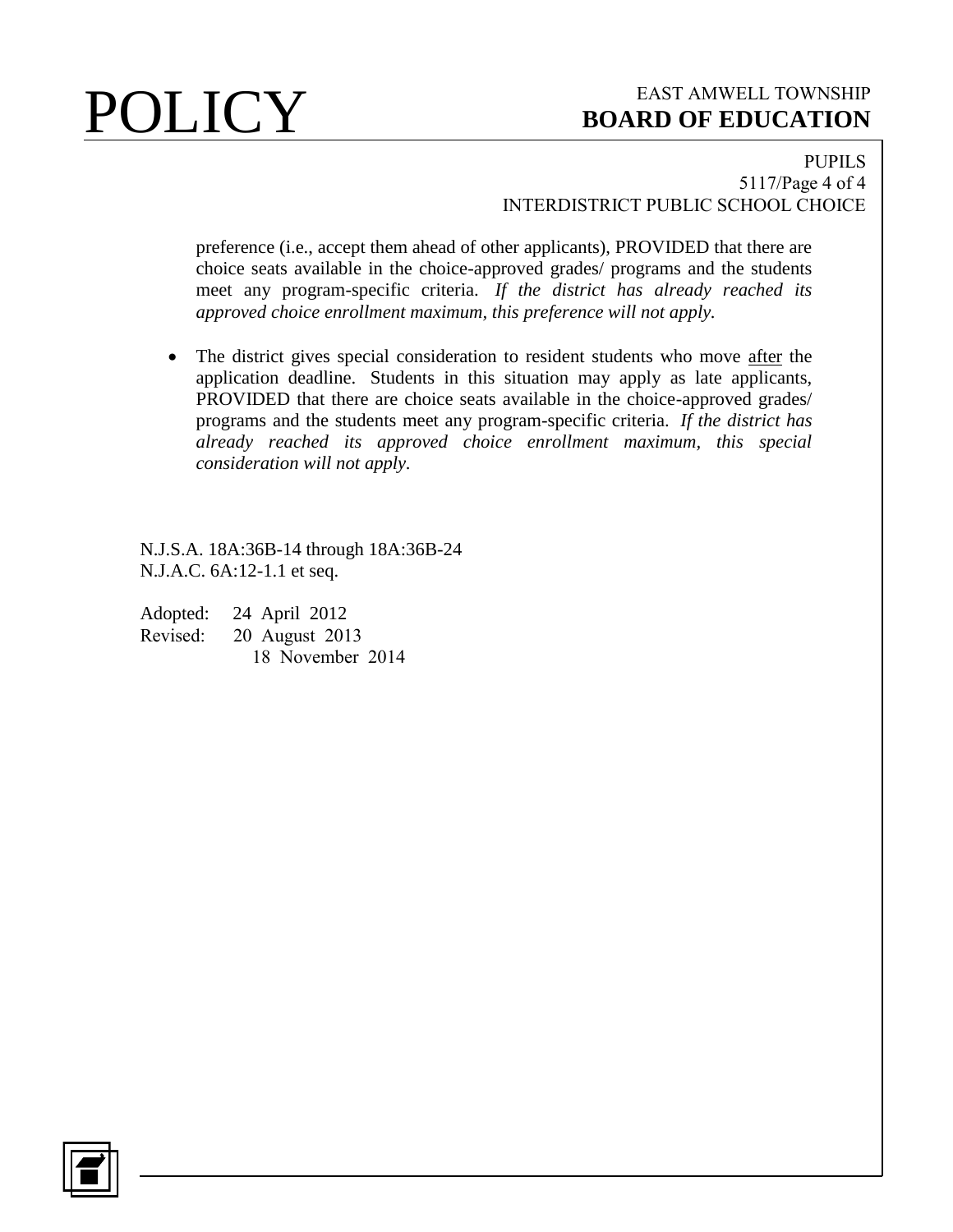preference (i.e., accept them ahead of other applicants), PROVIDED that there are choice seats available in the choice-approved grades/ programs and the students meet any program-specific criteria. *If the district has already reached its approved choice enrollment maximum, this preference will not apply.*

- The district gives special consideration to resident students who move <u>after</u> the application deadline. Students in this situation may apply as late applicants, PROVIDED that there are choice seats available in the choice-approved grades/ programs and the students meet any program-specific criteria. *If the district has already reached its approved choice enrollment maximum, this special consideration will not apply.*

N.J.S.A. 18A:36B-14 through 18A:36B-24
N.J.A.C. 6A:12-1.1 et seq.

Adopted: 24 April 2012
Revised: 20 August 2013
18 November 2014